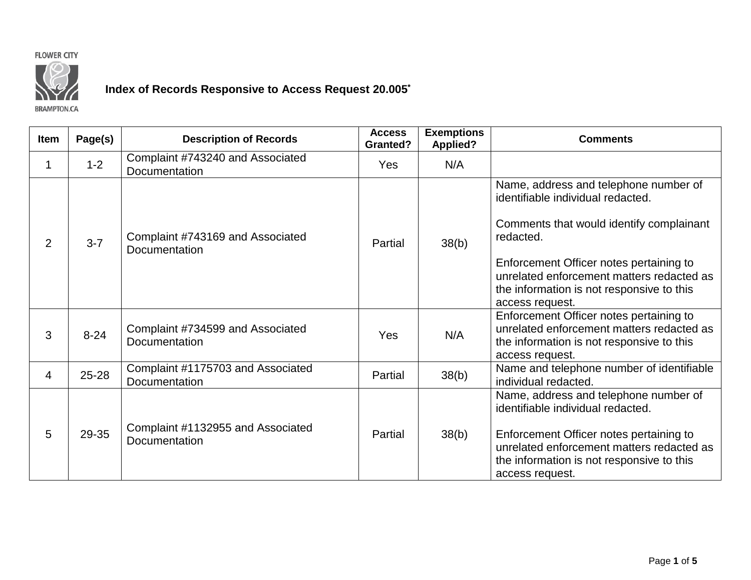FLOWER CITY

BRAMPTON.CA

# Index of Records Responsive to Access Request 20.005*

| Item | Page(s) | Description of Records | Access Granted? | Exemptions Applied? | Comments |
|---|---|---|---|---|---|
| 1 | 1-2 | Complaint #743240 and Associated Documentation | Yes | N/A | |
| 2 | 3-7 | Complaint #743169 and Associated Documentation | Partial | 38(b) | Name, address and telephone number of identifiable individual redacted.<br><br>Comments that would identify complainant redacted.<br><br>Enforcement Officer notes pertaining to unrelated enforcement matters redacted as the information is not responsive to this access request. |
| 3 | 8-24 | Complaint #734599 and Associated Documentation | Yes | N/A | Enforcement Officer notes pertaining to unrelated enforcement matters redacted as the information is not responsive to this access request. |
| 4 | 25-28 | Complaint #1175703 and Associated Documentation | Partial | 38(b) | Name and telephone number of identifiable individual redacted. |
| 5 | 29-35 | Complaint #1132955 and Associated Documentation | Partial | 38(b) | Name, address and telephone number of identifiable individual redacted.<br><br>Enforcement Officer notes pertaining to unrelated enforcement matters redacted as the information is not responsive to this access request. |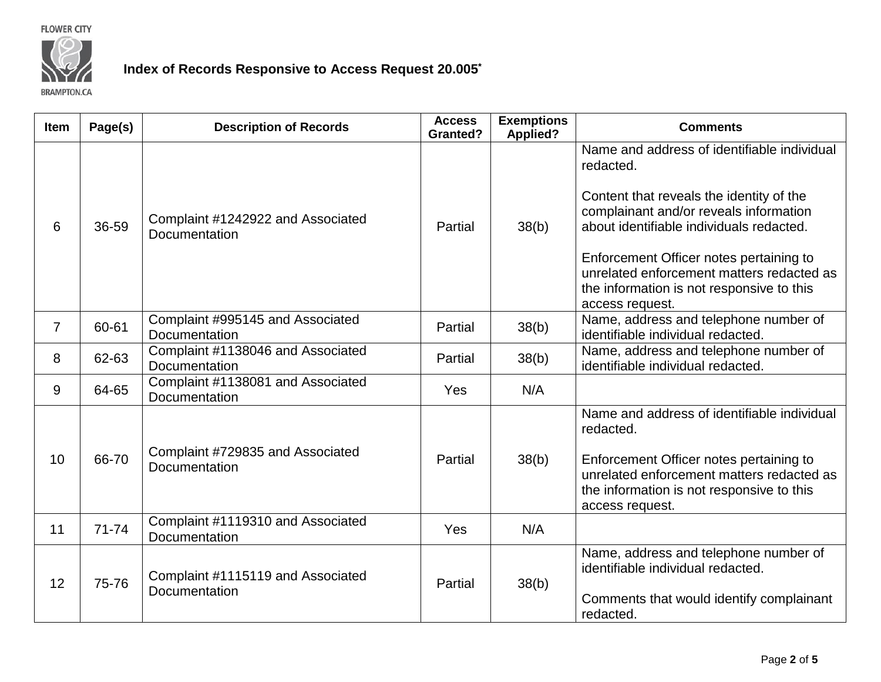FLOWER CITY

BRAMPTON.CA

**Index of Records Responsive to Access Request 20.005***

| Item | Page(s) | Description of Records | Access Granted? | Exemptions Applied? | Comments |
|---|---|---|---|---|---|
| 6 | 36-59 | Complaint #1242922 and Associated Documentation | Partial | 38(b) | Name and address of identifiable individual redacted.<br><br>Content that reveals the identity of the complainant and/or reveals information about identifiable individuals redacted.<br><br>Enforcement Officer notes pertaining to unrelated enforcement matters redacted as the information is not responsive to this access request. |
| 7 | 60-61 | Complaint #995145 and Associated Documentation | Partial | 38(b) | Name, address and telephone number of identifiable individual redacted. |
| 8 | 62-63 | Complaint #1138046 and Associated Documentation | Partial | 38(b) | Name, address and telephone number of identifiable individual redacted. |
| 9 | 64-65 | Complaint #1138081 and Associated Documentation | Yes | N/A | |
| 10 | 66-70 | Complaint #729835 and Associated Documentation | Partial | 38(b) | Name and address of identifiable individual redacted.<br><br>Enforcement Officer notes pertaining to unrelated enforcement matters redacted as the information is not responsive to this access request. |
| 11 | 71-74 | Complaint #1119310 and Associated Documentation | Yes | N/A | |
| 12 | 75-76 | Complaint #1115119 and Associated Documentation | Partial | 38(b) | Name, address and telephone number of identifiable individual redacted.<br><br>Comments that would identify complainant redacted. |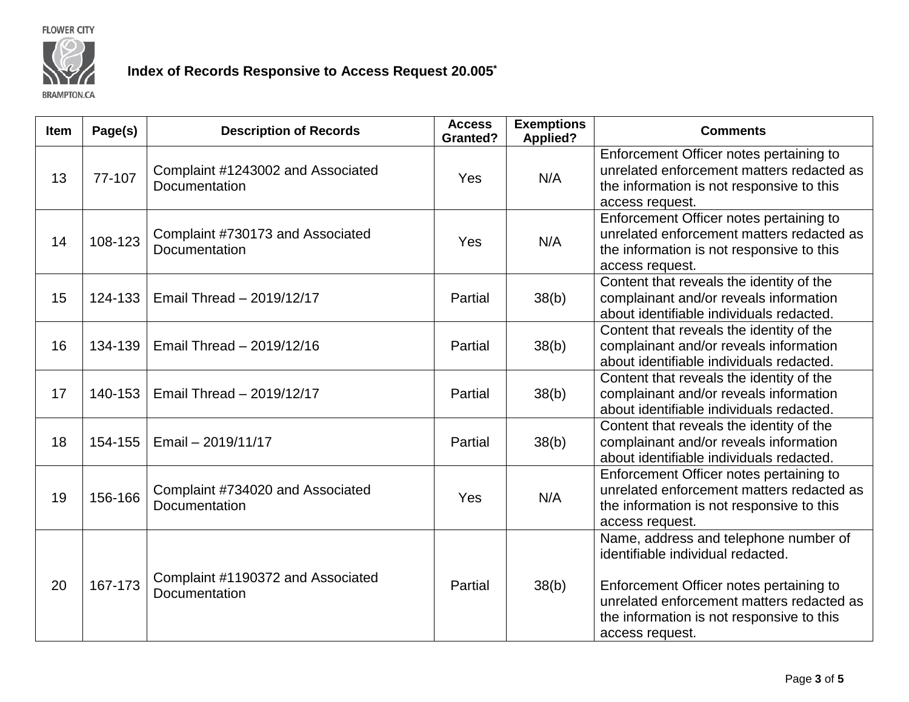**Index of Records Responsive to Access Request 20.005***

| Item | Page(s) | Description of Records | Access Granted? | Exemptions Applied? | Comments |
|---|---|---|---|---|---|
| 13 | 77-107 | Complaint #1243002 and Associated Documentation | Yes | N/A | Enforcement Officer notes pertaining to unrelated enforcement matters redacted as the information is not responsive to this access request. |
| 14 | 108-123 | Complaint #730173 and Associated Documentation | Yes | N/A | Enforcement Officer notes pertaining to unrelated enforcement matters redacted as the information is not responsive to this access request. |
| 15 | 124-133 | Email Thread – 2019/12/17 | Partial | 38(b) | Content that reveals the identity of the complainant and/or reveals information about identifiable individuals redacted. |
| 16 | 134-139 | Email Thread – 2019/12/16 | Partial | 38(b) | Content that reveals the identity of the complainant and/or reveals information about identifiable individuals redacted. |
| 17 | 140-153 | Email Thread – 2019/12/17 | Partial | 38(b) | Content that reveals the identity of the complainant and/or reveals information about identifiable individuals redacted. |
| 18 | 154-155 | Email – 2019/11/17 | Partial | 38(b) | Content that reveals the identity of the complainant and/or reveals information about identifiable individuals redacted. |
| 19 | 156-166 | Complaint #734020 and Associated Documentation | Yes | N/A | Enforcement Officer notes pertaining to unrelated enforcement matters redacted as the information is not responsive to this access request. |
| 20 | 167-173 | Complaint #1190372 and Associated Documentation | Partial | 38(b) | Name, address and telephone number of identifiable individual redacted.<br><br>Enforcement Officer notes pertaining to unrelated enforcement matters redacted as the information is not responsive to this access request. |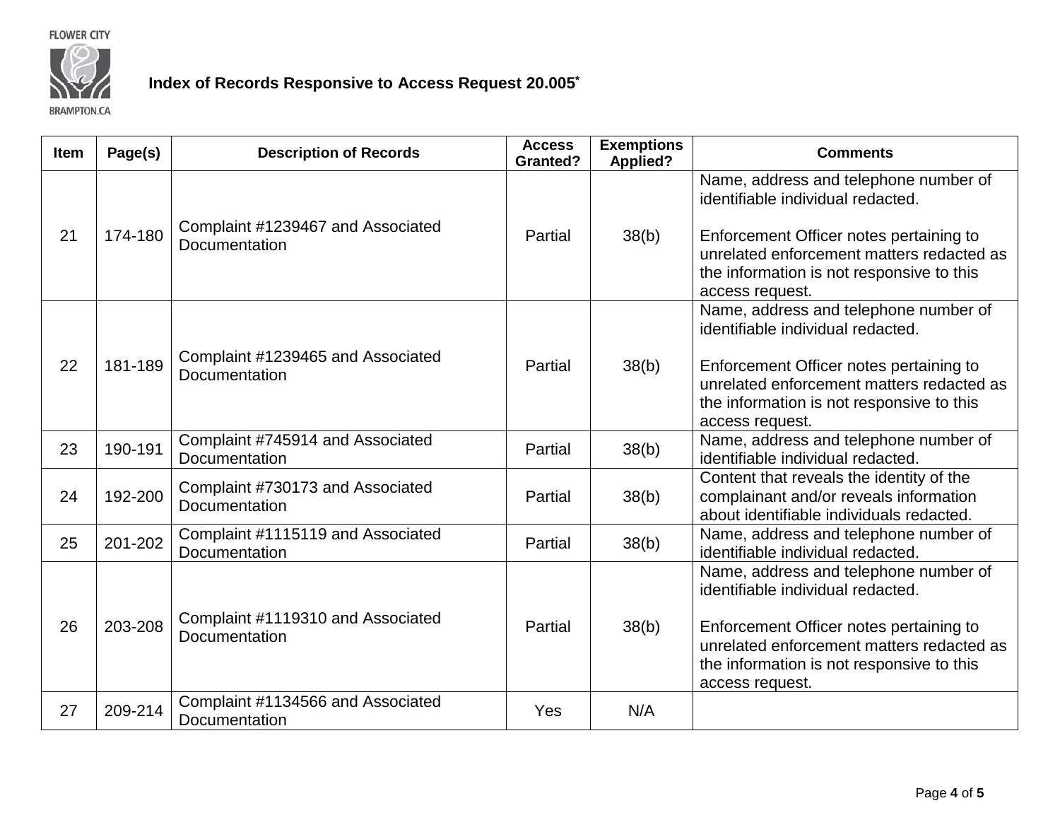FLOWER CITY

BRAMPTON.CA

**Index of Records Responsive to Access Request 20.005***

| Item | Page(s) | Description of Records | Access Granted? | Exemptions Applied? | Comments |
|---|---|---|---|---|---|
| 21 | 174-180 | Complaint #1239467 and Associated Documentation | Partial | 38(b) | Name, address and telephone number of identifiable individual redacted.<br><br>Enforcement Officer notes pertaining to unrelated enforcement matters redacted as the information is not responsive to this access request. |
| 22 | 181-189 | Complaint #1239465 and Associated Documentation | Partial | 38(b) | Name, address and telephone number of identifiable individual redacted.<br><br>Enforcement Officer notes pertaining to unrelated enforcement matters redacted as the information is not responsive to this access request. |
| 23 | 190-191 | Complaint #745914 and Associated Documentation | Partial | 38(b) | Name, address and telephone number of identifiable individual redacted. |
| 24 | 192-200 | Complaint #730173 and Associated Documentation | Partial | 38(b) | Content that reveals the identity of the complainant and/or reveals information about identifiable individuals redacted. |
| 25 | 201-202 | Complaint #1115119 and Associated Documentation | Partial | 38(b) | Name, address and telephone number of identifiable individual redacted. |
| 26 | 203-208 | Complaint #1119310 and Associated Documentation | Partial | 38(b) | Name, address and telephone number of identifiable individual redacted.<br><br>Enforcement Officer notes pertaining to unrelated enforcement matters redacted as the information is not responsive to this access request. |
| 27 | 209-214 | Complaint #1134566 and Associated Documentation | Yes | N/A | |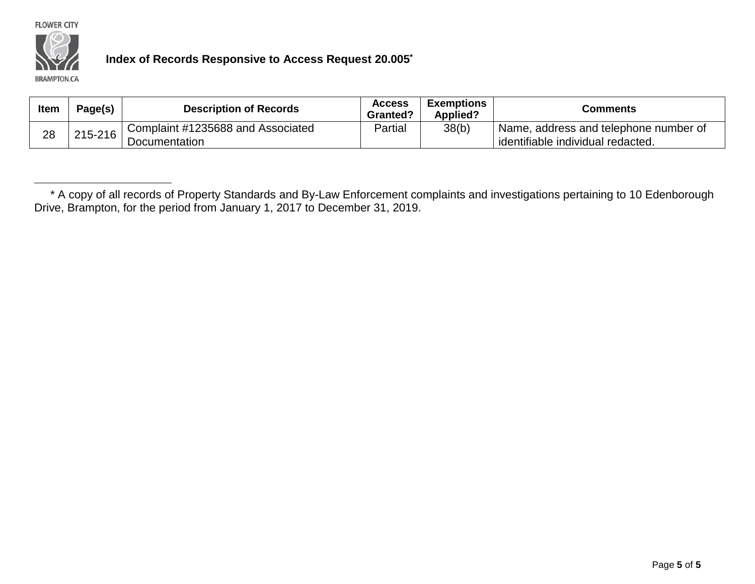FLOWER CITY

BRAMPTON.CA

**Index of Records Responsive to Access Request 20.005***

| Item | Page(s) | Description of Records | Access Granted? | Exemptions Applied? | Comments |
|---|---|---|---|---|---|
| 28 | 215-216 | Complaint #1235688 and Associated Documentation | Partial | 38(b) | Name, address and telephone number of identifiable individual redacted. |

---

* A copy of all records of Property Standards and By-Law Enforcement complaints and investigations pertaining to 10 Edenborough Drive, Brampton, for the period from January 1, 2017 to December 31, 2019.